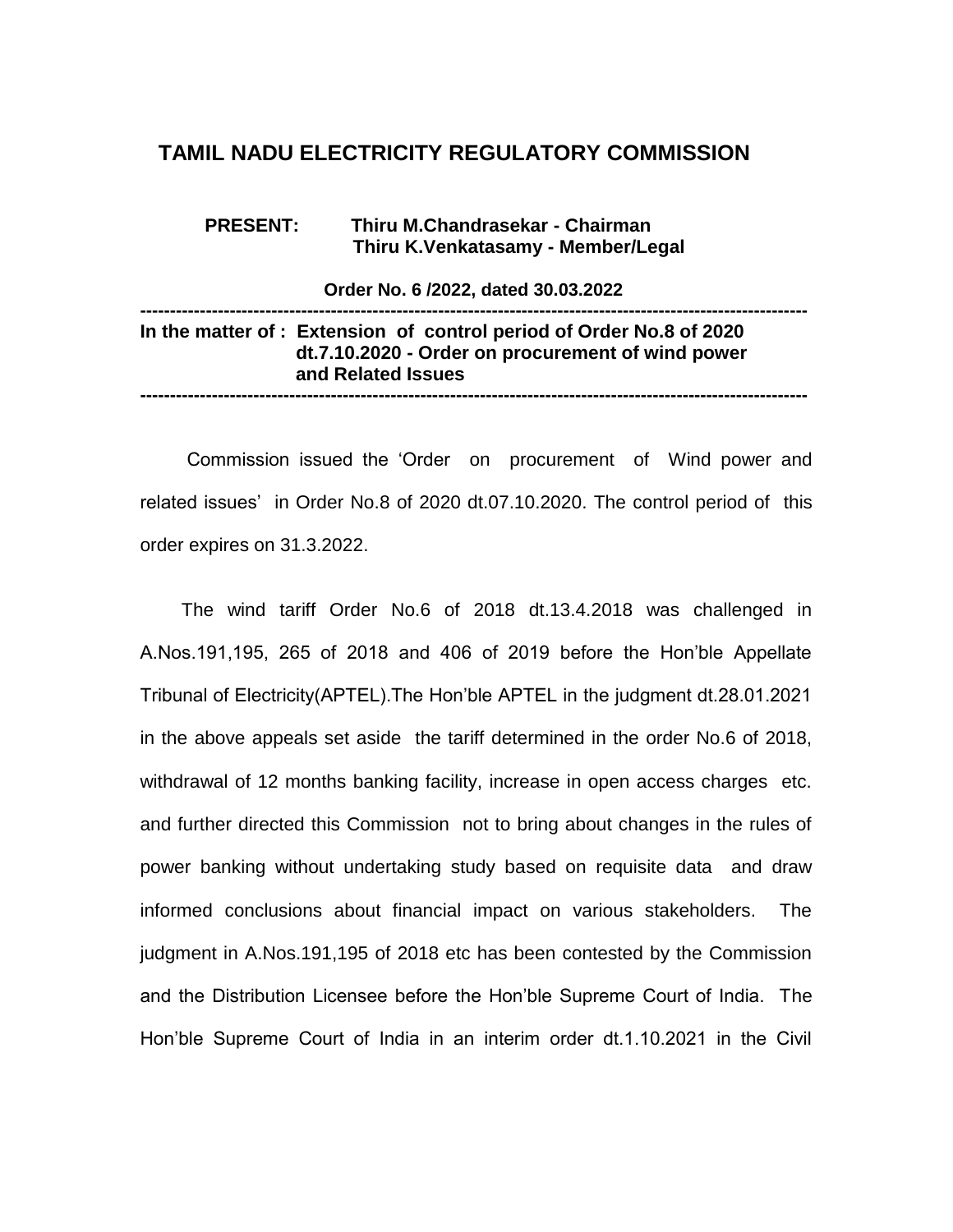# TAMIL NADU ELECTRICITY REGULATORY COMMISSION

**PRESENT: Thiru M.Chandrasekar - Chairman**
**Thiru K.Venkatasamy - Member/Legal**

**Order No. 6 /2022, dated 30.03.2022**

---

**In the matter of : Extension of control period of Order No.8 of 2020 dt.7.10.2020 - Order on procurement of wind power and Related Issues**

---

Commission issued the 'Order on procurement of Wind power and related issues' in Order No.8 of 2020 dt.07.10.2020. The control period of this order expires on 31.3.2022.

The wind tariff Order No.6 of 2018 dt.13.4.2018 was challenged in A.Nos.191,195, 265 of 2018 and 406 of 2019 before the Hon'ble Appellate Tribunal of Electricity(APTEL).The Hon'ble APTEL in the judgment dt.28.01.2021 in the above appeals set aside the tariff determined in the order No.6 of 2018, withdrawal of 12 months banking facility, increase in open access charges etc. and further directed this Commission not to bring about changes in the rules of power banking without undertaking study based on requisite data and draw informed conclusions about financial impact on various stakeholders. The judgment in A.Nos.191,195 of 2018 etc has been contested by the Commission and the Distribution Licensee before the Hon'ble Supreme Court of India. The Hon'ble Supreme Court of India in an interim order dt.1.10.2021 in the Civil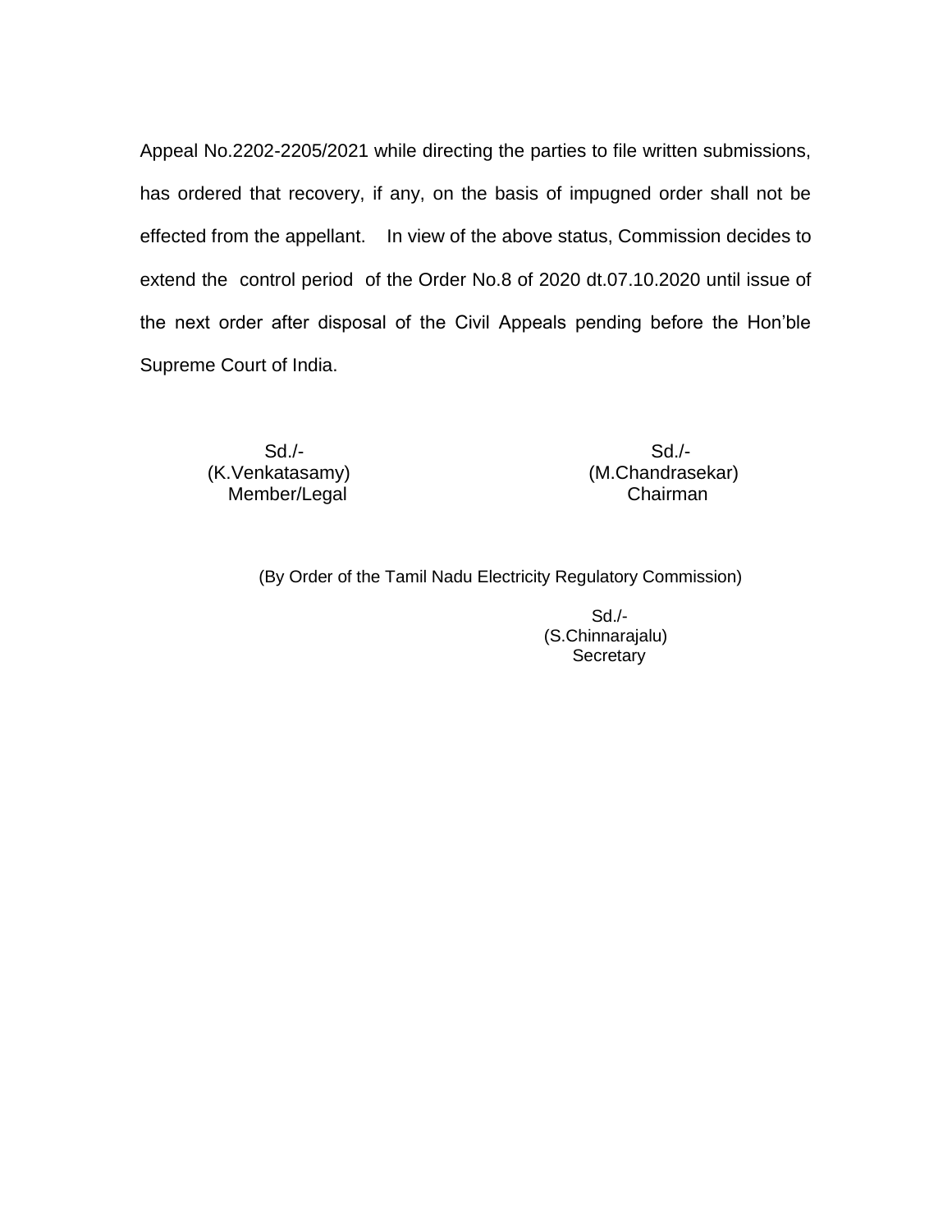Appeal No.2202-2205/2021 while directing the parties to file written submissions, has ordered that recovery, if any, on the basis of impugned order shall not be effected from the appellant. In view of the above status, Commission decides to extend the control period of the Order No.8 of 2020 dt.07.10.2020 until issue of the next order after disposal of the Civil Appeals pending before the Hon'ble Supreme Court of India.

| | |
|---|---|
| Sd./- | Sd./- |
| (K.Venkatasamy) | (M.Chandrasekar) |
| Member/Legal | Chairman |

(By Order of the Tamil Nadu Electricity Regulatory Commission)

Sd./-
(S.Chinnarajalu)
Secretary